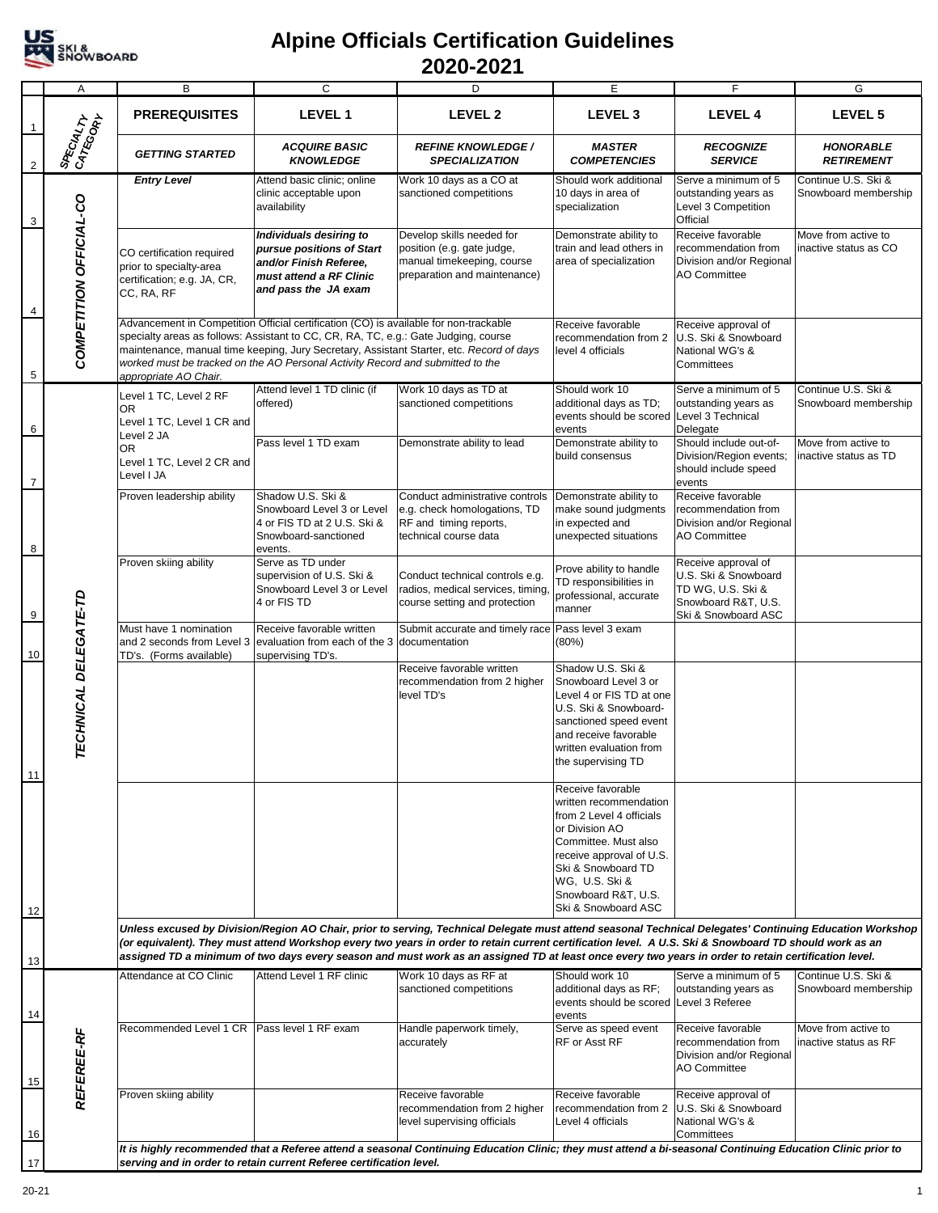# Alpine Officials Certification Guidelines
## 2020-2021

| | A | B | C | D | E | F | G |
|---|---|---|---|---|---|---|---|
| 1 | SPECIALTY CATEGORY | **PREREQUISITES** | **LEVEL 1** | **LEVEL 2** | **LEVEL 3** | **LEVEL 4** | **LEVEL 5** |
| 2 | | ***GETTING STARTED*** | ***ACQUIRE BASIC KNOWLEDGE*** | ***REFINE KNOWLEDGE / SPECIALIZATION*** | ***MASTER COMPETENCIES*** | ***RECOGNIZE SERVICE*** | ***HONORABLE RETIREMENT*** |
| 3 | ***COMPETITION OFFICIAL-CO*** | ***Entry Level*** | Attend basic clinic; online clinic acceptable upon availability | Work 10 days as a CO at sanctioned competitions | Should work additional 10 days in area of specialization | Serve a minimum of 5 outstanding years as Level 3 Competition Official | Continue U.S. Ski & Snowboard membership |
| 4 | | CO certification required prior to specialty-area certification; e.g. JA, CR, CC, RA, RF | ***Individuals desiring to pursue positions of Start and/or Finish Referee, must attend a RF Clinic and pass the JA exam*** | Develop skills needed for position (e.g. gate judge, manual timekeeping, course preparation and maintenance) | Demonstrate ability to train and lead others in area of specialization | Receive favorable recommendation from Division and/or Regional AO Committee | Move from active to inactive status as CO |
| 5 | | Advancement in Competition Official certification (CO) is available for non-trackable specialty areas as follows: Assistant to CC, CR, RA, TC, e.g.: Gate Judging, course maintenance, manual time keeping, Jury Secretary, Assistant Starter, etc. *Record of days worked must be tracked on the AO Personal Activity Record and submitted to the appropriate AO Chair.* | | | Receive favorable recommendation from 2 level 4 officials | Receive approval of U.S. Ski & Snowboard National WG's & Committees | |
| 6 | ***TECHNICAL DELEGATE-TD*** | Level 1 TC, Level 2 RF OR Level 1 TC, Level 1 CR and Level 2 JA OR Level 1 TC, Level 2 CR and Level I JA | Attend level 1 TD clinic (if offered) | Work 10 days as TD at sanctioned competitions | Should work 10 additional days as TD; events should be scored events | Serve a minimum of 5 outstanding years as Level 3 Technical Delegate | Continue U.S. Ski & Snowboard membership |
| 7 | | | Pass level 1 TD exam | Demonstrate ability to lead | Demonstrate ability to build consensus | Should include out-of-Division/Region events; should include speed events | Move from active to inactive status as TD |
| 8 | | Proven leadership ability | Shadow U.S. Ski & Snowboard Level 3 or Level 4 or FIS TD at 2 U.S. Ski & Snowboard-sanctioned events. | Conduct administrative controls e.g. check homologations, TD RF and timing reports, technical course data | Demonstrate ability to make sound judgments in expected and unexpected situations | Receive favorable recommendation from Division and/or Regional AO Committee | |
| 9 | | Proven skiing ability | Serve as TD under supervision of U.S. Ski & Snowboard Level 3 or Level 4 or FIS TD | Conduct technical controls e.g. radios, medical services, timing, course setting and protection | Prove ability to handle TD responsibilities in professional, accurate manner | Receive approval of U.S. Ski & Snowboard TD WG, U.S. Ski & Snowboard R&T, U.S. Ski & Snowboard ASC | |
| 10 | | Must have 1 nomination and 2 seconds from Level 3 TD's. (Forms available) | Receive favorable written evaluation from each of the 3 supervising TD's. | Submit accurate and timely race documentation | Pass level 3 exam (80%) | | |
| 11 | | | | Receive favorable written recommendation from 2 higher level TD's | Shadow U.S. Ski & Snowboard Level 3 or Level 4 or FIS TD at one U.S. Ski & Snowboard-sanctioned speed event and receive favorable written evaluation from the supervising TD | | |
| 12 | | | | | Receive favorable written recommendation from 2 Level 4 officials or Division AO Committee. Must also receive approval of U.S. Ski & Snowboard TD WG, U.S. Ski & Snowboard R&T, U.S. Ski & Snowboard ASC | | |
| 13 | | ***Unless excused by Division/Region AO Chair, prior to serving, Technical Delegate must attend seasonal Technical Delegates' Continuing Education Workshop (or equivalent). They must attend Workshop every two years in order to retain current certification level. A U.S. Ski & Snowboard TD should work as an assigned TD a minimum of two days every season and must work as an assigned TD at least once every two years in order to retain certification level.*** | | | | | |
| 14 | ***REFEREE-RF*** | Attendance at CO Clinic | Attend Level 1 RF clinic | Work 10 days as RF at sanctioned competitions | Should work 10 additional days as RF; events should be scored events | Serve a minimum of 5 outstanding years as Level 3 Referee | Continue U.S. Ski & Snowboard membership |
| 15 | | Recommended Level 1 CR | Pass level 1 RF exam | Handle paperwork timely, accurately | Serve as speed event RF or Asst RF | Receive favorable recommendation from Division and/or Regional AO Committee | Move from active to inactive status as RF |
| 16 | | Proven skiing ability | | Receive favorable recommendation from 2 higher level supervising officials | Receive favorable recommendation from 2 Level 4 officials | Receive approval of U.S. Ski & Snowboard National WG's & Committees | |
| 17 | | ***It is highly recommended that a Referee attend a seasonal Continuing Education Clinic; they must attend a bi-seasonal Continuing Education Clinic prior to serving and in order to retain current Referee certification level.*** | | | | | |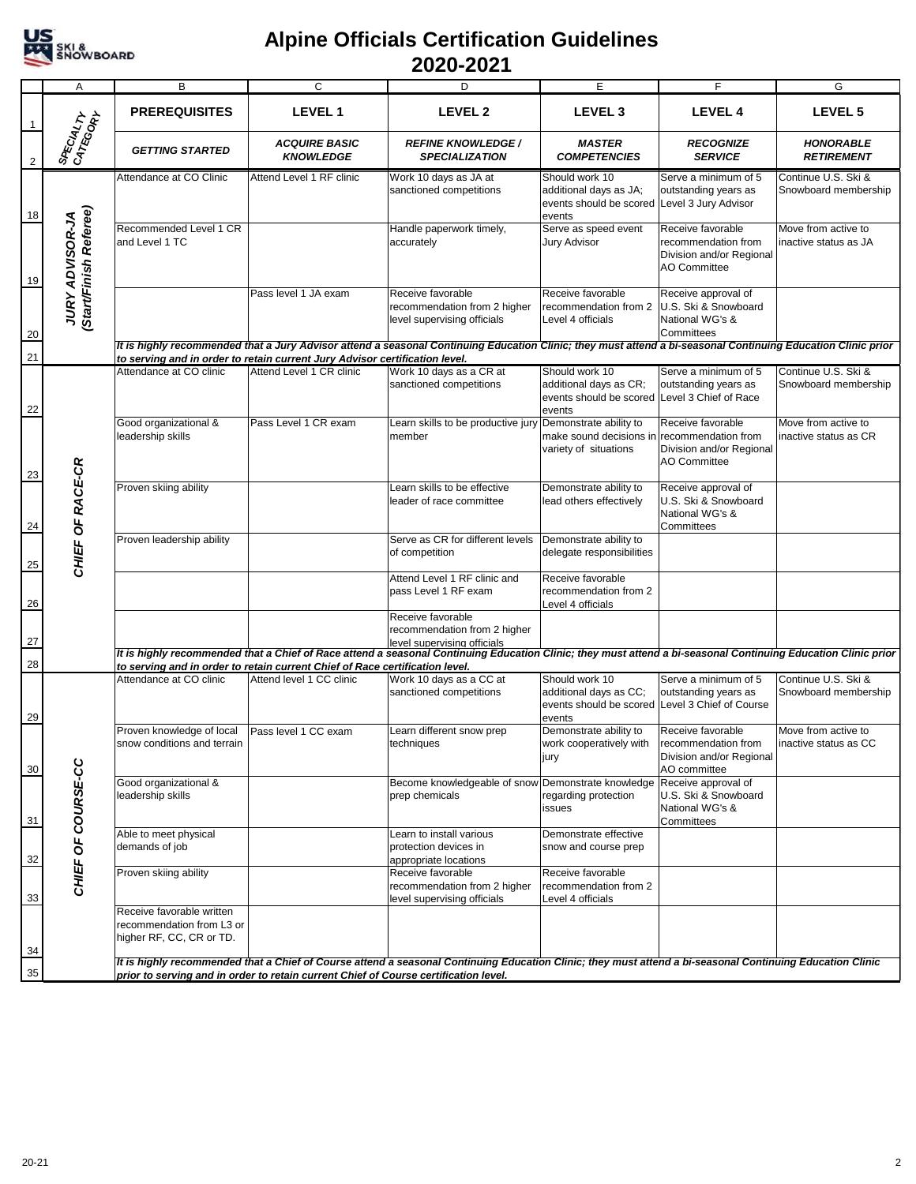# Alpine Officials Certification Guidelines 2020-2021

| SPECIALTY CATEGORY | PREREQUISITES | LEVEL 1 | LEVEL 2 | LEVEL 3 | LEVEL 4 | LEVEL 5 |
|---|---|---|---|---|---|---|
| | **GETTING STARTED** | **ACQUIRE BASIC KNOWLEDGE** | **REFINE KNOWLEDGE / SPECIALIZATION** | **MASTER COMPETENCIES** | **RECOGNIZE SERVICE** | **HONORABLE RETIREMENT** |
| **JURY ADVISOR-JA (Start/Finish Referee)** | Attendance at CO Clinic | Attend Level 1 RF clinic | Work 10 days as JA at sanctioned competitions | Should work 10 additional days as JA; events should be scored events | Serve a minimum of 5 outstanding years as Level 3 Jury Advisor | Continue U.S. Ski & Snowboard membership |
| | Recommended Level 1 CR and Level 1 TC | | Handle paperwork timely, accurately | Serve as speed event Jury Advisor | Receive favorable recommendation from Division and/or Regional AO Committee | Move from active to inactive status as JA |
| | | Pass level 1 JA exam | Receive favorable recommendation from 2 higher level supervising officials | Receive favorable recommendation from 2 Level 4 officials | Receive approval of U.S. Ski & Snowboard National WG's & Committees | |
| | *It is highly recommended that a Jury Advisor attend a seasonal Continuing Education Clinic; they must attend a bi-seasonal Continuing Education Clinic prior to serving and in order to retain current Jury Advisor certification level.* | | | | | |
| **CHIEF OF RACE-CR** | Attendance at CO clinic | Attend Level 1 CR clinic | Work 10 days as a CR at sanctioned competitions | Should work 10 additional days as CR; events should be scored events | Serve a minimum of 5 outstanding years as Level 3 Chief of Race | Continue U.S. Ski & Snowboard membership |
| | Good organizational & leadership skills | Pass Level 1 CR exam | Learn skills to be productive jury member | Demonstrate ability to make sound decisions in variety of situations | Receive favorable recommendation from Division and/or Regional AO Committee | Move from active to inactive status as CR |
| | Proven skiing ability | | Learn skills to be effective leader of race committee | Demonstrate ability to lead others effectively | Receive approval of U.S. Ski & Snowboard National WG's & Committees | |
| | Proven leadership ability | | Serve as CR for different levels of competition | Demonstrate ability to delegate responsibilities | | |
| | | | Attend Level 1 RF clinic and pass Level 1 RF exam | Receive favorable recommendation from 2 Level 4 officials | | |
| | | | Receive favorable recommendation from 2 higher level supervising officials | | | |
| | *It is highly recommended that a Chief of Race attend a seasonal Continuing Education Clinic; they must attend a bi-seasonal Continuing Education Clinic prior to serving and in order to retain current Chief of Race certification level.* | | | | | |
| **CHIEF OF COURSE-CC** | Attendance at CO clinic | Attend level 1 CC clinic | Work 10 days as a CC at sanctioned competitions | Should work 10 additional days as CC; events should be scored events | Serve a minimum of 5 outstanding years as Level 3 Chief of Course | Continue U.S. Ski & Snowboard membership |
| | Proven knowledge of local snow conditions and terrain | Pass level 1 CC exam | Learn different snow prep techniques | Demonstrate ability to work cooperatively with jury | Receive favorable recommendation from Division and/or Regional AO committee | Move from active to inactive status as CC |
| | Good organizational & leadership skills | | Become knowledgeable of snow prep chemicals | Demonstrate knowledge regarding protection issues | Receive approval of U.S. Ski & Snowboard National WG's & Committees | |
| | Able to meet physical demands of job | | Learn to install various protection devices in appropriate locations | Demonstrate effective snow and course prep | | |
| | Proven skiing ability | | Receive favorable recommendation from 2 higher level supervising officials | Receive favorable recommendation from 2 Level 4 officials | | |
| | Receive favorable written recommendation from L3 or higher RF, CC, CR or TD. | | | | | |
| | *It is highly recommended that a Chief of Course attend a seasonal Continuing Education Clinic; they must attend a bi-seasonal Continuing Education Clinic prior to serving and in order to retain current Chief of Course certification level.* | | | | | |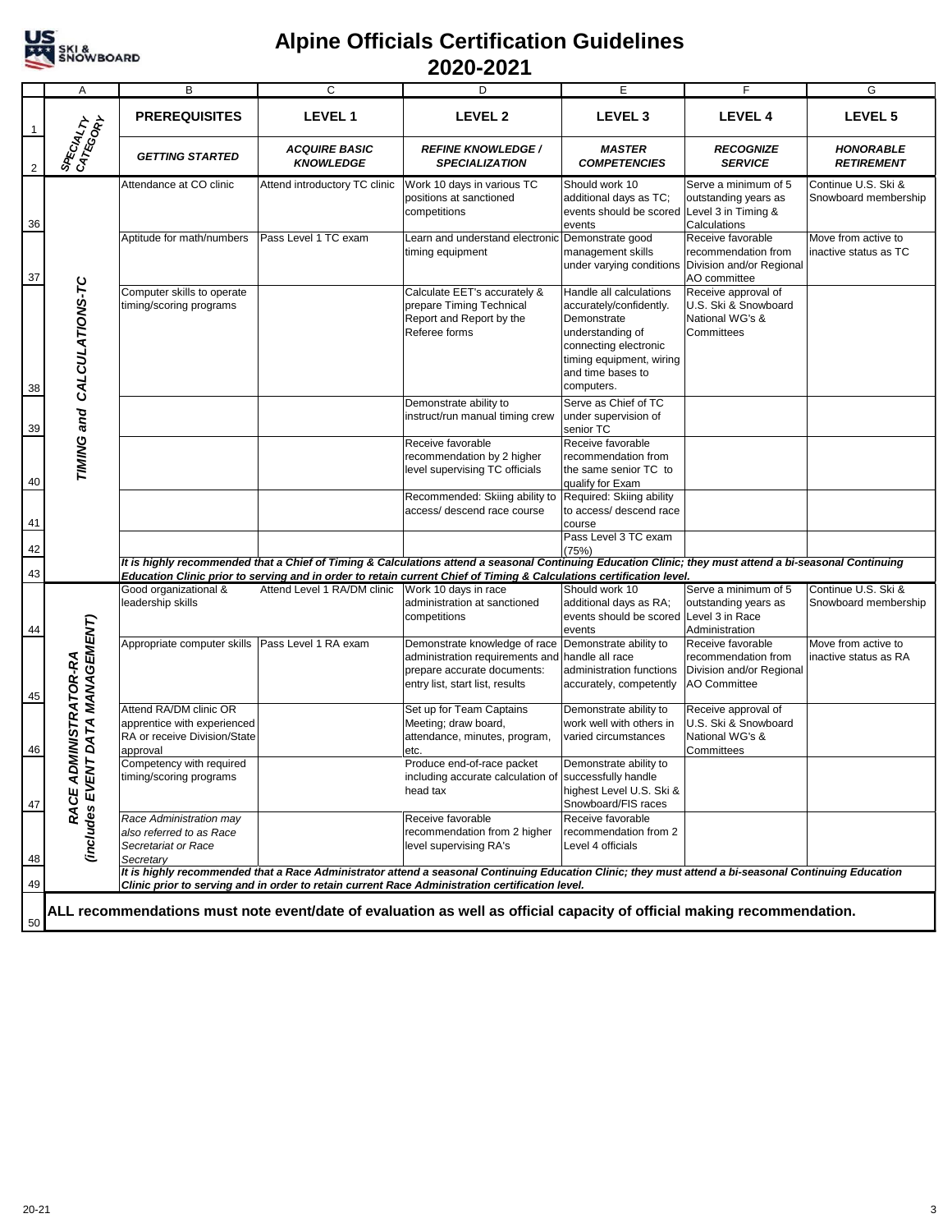# Alpine Officials Certification Guidelines
## 2020-2021

| | A | B | C | D | E | F | G |
|---|---|---|---|---|---|---|---|
| 1 | SPECIALTY CATEGORY | **PREREQUISITES** | **LEVEL 1** | **LEVEL 2** | **LEVEL 3** | **LEVEL 4** | **LEVEL 5** |
| 2 | | ***GETTING STARTED*** | ***ACQUIRE BASIC KNOWLEDGE*** | ***REFINE KNOWLEDGE / SPECIALIZATION*** | ***MASTER COMPETENCIES*** | ***RECOGNIZE SERVICE*** | ***HONORABLE RETIREMENT*** |
| 36 | ***TIMING and CALCULATIONS-TC*** | Attendance at CO clinic | Attend introductory TC clinic | Work 10 days in various TC positions at sanctioned competitions | Should work 10 additional days as TC; events should be scored events | Serve a minimum of 5 outstanding years as Level 3 in Timing & Calculations | Continue U.S. Ski & Snowboard membership |
| 37 | | Aptitude for math/numbers | Pass Level 1 TC exam | Learn and understand electronic timing equipment | Demonstrate good management skills under varying conditions | Receive favorable recommendation from Division and/or Regional AO committee | Move from active to inactive status as TC |
| 38 | | Computer skills to operate timing/scoring programs | | Calculate EET's accurately & prepare Timing Technical Report and Report by the Referee forms | Handle all calculations accurately/confidently. Demonstrate understanding of connecting electronic timing equipment, wiring and time bases to computers. | Receive approval of U.S. Ski & Snowboard National WG's & Committees | |
| 39 | | | | Demonstrate ability to instruct/run manual timing crew | Serve as Chief of TC under supervision of senior TC | | |
| 40 | | | | Receive favorable recommendation by 2 higher level supervising TC officials | Receive favorable recommendation from the same senior TC to qualify for Exam | | |
| 41 | | | | Recommended: Skiing ability to access/ descend race course | Required: Skiing ability to access/ descend race course | | |
| 42 | | | | | Pass Level 3 TC exam (75%) | | |
| 43 | | ***It is highly recommended that a Chief of Timing & Calculations attend a seasonal Continuing Education Clinic; they must attend a bi-seasonal Continuing Education Clinic prior to serving and in order to retain current Chief of Timing & Calculations certification level.*** | | | | | |
| 44 | ***RACE ADMINISTRATOR-RA (includes EVENT DATA MANAGEMENT)*** | Good organizational & leadership skills | Attend Level 1 RA/DM clinic | Work 10 days in race administration at sanctioned competitions | Should work 10 additional days as RA; events should be scored events | Serve a minimum of 5 outstanding years as Level 3 in Race Administration | Continue U.S. Ski & Snowboard membership |
| 45 | | Appropriate computer skills | Pass Level 1 RA exam | Demonstrate knowledge of race administration requirements and prepare accurate documents: entry list, start list, results | Demonstrate ability to handle all race administration functions accurately, competently | Receive favorable recommendation from Division and/or Regional AO Committee | Move from active to inactive status as RA |
| 46 | | Attend RA/DM clinic OR apprentice with experienced RA or receive Division/State approval | | Set up for Team Captains Meeting; draw board, attendance, minutes, program, etc. | Demonstrate ability to work well with others in varied circumstances | Receive approval of U.S. Ski & Snowboard National WG's & Committees | |
| 47 | | Competency with required timing/scoring programs | | Produce end-of-race packet including accurate calculation of head tax | Demonstrate ability to successfully handle highest Level U.S. Ski & Snowboard/FIS races | | |
| 48 | | *Race Administration may also referred to as Race Secretariat or Race Secretary* | | Receive favorable recommendation from 2 higher level supervising RA's | Receive favorable recommendation from 2 Level 4 officials | | |
| 49 | | ***It is highly recommended that a Race Administrator attend a seasonal Continuing Education Clinic; they must attend a bi-seasonal Continuing Education Clinic prior to serving and in order to retain current Race Administration certification level.*** | | | | | |
| 50 | **ALL recommendations must note event/date of evaluation as well as official capacity of official making recommendation.** | | | | | | |